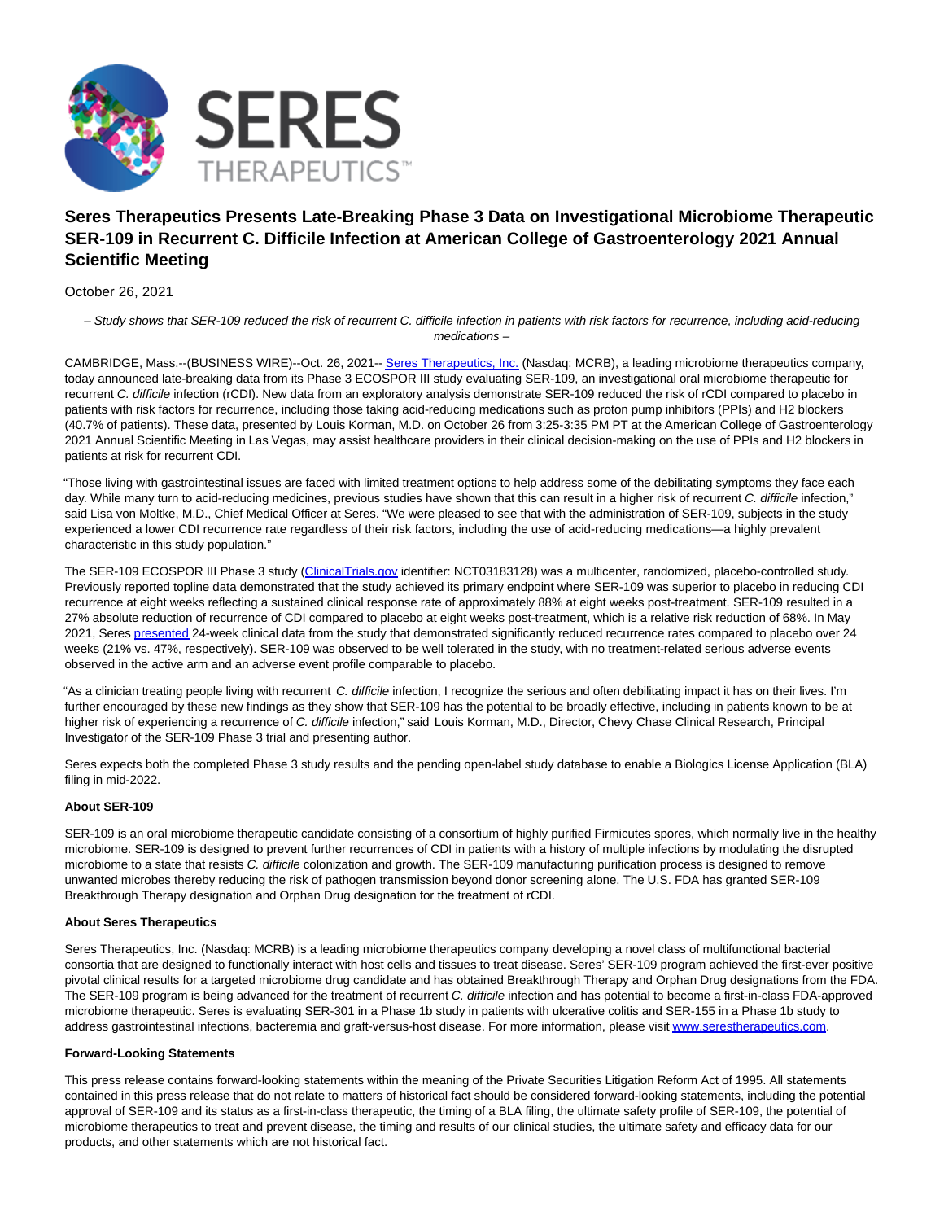# Seres Therapeutics Presents Late-Breaking Phase 3 Data on Investigational Microbiome Therapeutic SER-109 in Recurrent C. Difficile Infection at American College of Gastroenterology 2021 Annual Scientific Meeting

October 26, 2021

*– Study shows that SER-109 reduced the risk of recurrent C. difficile infection in patients with risk factors for recurrence, including acid-reducing medications –*

CAMBRIDGE, Mass.--(BUSINESS WIRE)--Oct. 26, 2021-- Seres Therapeutics, Inc. (Nasdaq: MCRB), a leading microbiome therapeutics company, today announced late-breaking data from its Phase 3 ECOSPOR III study evaluating SER-109, an investigational oral microbiome therapeutic for recurrent *C. difficile* infection (rCDI). New data from an exploratory analysis demonstrate SER-109 reduced the risk of rCDI compared to placebo in patients with risk factors for recurrence, including those taking acid-reducing medications such as proton pump inhibitors (PPIs) and H2 blockers (40.7% of patients). These data, presented by Louis Korman, M.D. on October 26 from 3:25-3:35 PM PT at the American College of Gastroenterology 2021 Annual Scientific Meeting in Las Vegas, may assist healthcare providers in their clinical decision-making on the use of PPIs and H2 blockers in patients at risk for recurrent CDI.

"Those living with gastrointestinal issues are faced with limited treatment options to help address some of the debilitating symptoms they face each day. While many turn to acid-reducing medicines, previous studies have shown that this can result in a higher risk of recurrent *C. difficile* infection," said Lisa von Moltke, M.D., Chief Medical Officer at Seres. "We were pleased to see that with the administration of SER-109, subjects in the study experienced a lower CDI recurrence rate regardless of their risk factors, including the use of acid-reducing medications—a highly prevalent characteristic in this study population."

The SER-109 ECOSPOR III Phase 3 study (ClinicalTrials.gov identifier: NCT03183128) was a multicenter, randomized, placebo-controlled study. Previously reported topline data demonstrated that the study achieved its primary endpoint where SER-109 was superior to placebo in reducing CDI recurrence at eight weeks reflecting a sustained clinical response rate of approximately 88% at eight weeks post-treatment. SER-109 resulted in a 27% absolute reduction of recurrence of CDI compared to placebo at eight weeks post-treatment, which is a relative risk reduction of 68%. In May 2021, Seres presented 24-week clinical data from the study that demonstrated significantly reduced recurrence rates compared to placebo over 24 weeks (21% vs. 47%, respectively). SER-109 was observed to be well tolerated in the study, with no treatment-related serious adverse events observed in the active arm and an adverse event profile comparable to placebo.

"As a clinician treating people living with recurrent *C. difficile* infection, I recognize the serious and often debilitating impact it has on their lives. I'm further encouraged by these new findings as they show that SER-109 has the potential to be broadly effective, including in patients known to be at higher risk of experiencing a recurrence of *C. difficile* infection," said Louis Korman, M.D., Director, Chevy Chase Clinical Research, Principal Investigator of the SER-109 Phase 3 trial and presenting author.

Seres expects both the completed Phase 3 study results and the pending open-label study database to enable a Biologics License Application (BLA) filing in mid-2022.

**About SER-109**

SER-109 is an oral microbiome therapeutic candidate consisting of a consortium of highly purified Firmicutes spores, which normally live in the healthy microbiome. SER-109 is designed to prevent further recurrences of CDI in patients with a history of multiple infections by modulating the disrupted microbiome to a state that resists *C. difficile* colonization and growth. The SER-109 manufacturing purification process is designed to remove unwanted microbes thereby reducing the risk of pathogen transmission beyond donor screening alone. The U.S. FDA has granted SER-109 Breakthrough Therapy designation and Orphan Drug designation for the treatment of rCDI.

**About Seres Therapeutics**

Seres Therapeutics, Inc. (Nasdaq: MCRB) is a leading microbiome therapeutics company developing a novel class of multifunctional bacterial consortia that are designed to functionally interact with host cells and tissues to treat disease. Seres' SER-109 program achieved the first-ever positive pivotal clinical results for a targeted microbiome drug candidate and has obtained Breakthrough Therapy and Orphan Drug designations from the FDA. The SER-109 program is being advanced for the treatment of recurrent *C. difficile* infection and has potential to become a first-in-class FDA-approved microbiome therapeutic. Seres is evaluating SER-301 in a Phase 1b study in patients with ulcerative colitis and SER-155 in a Phase 1b study to address gastrointestinal infections, bacteremia and graft-versus-host disease. For more information, please visit www.serestherapeutics.com.

**Forward-Looking Statements**

This press release contains forward-looking statements within the meaning of the Private Securities Litigation Reform Act of 1995. All statements contained in this press release that do not relate to matters of historical fact should be considered forward-looking statements, including the potential approval of SER-109 and its status as a first-in-class therapeutic, the timing of a BLA filing, the ultimate safety profile of SER-109, the potential of microbiome therapeutics to treat and prevent disease, the timing and results of our clinical studies, the ultimate safety and efficacy data for our products, and other statements which are not historical fact.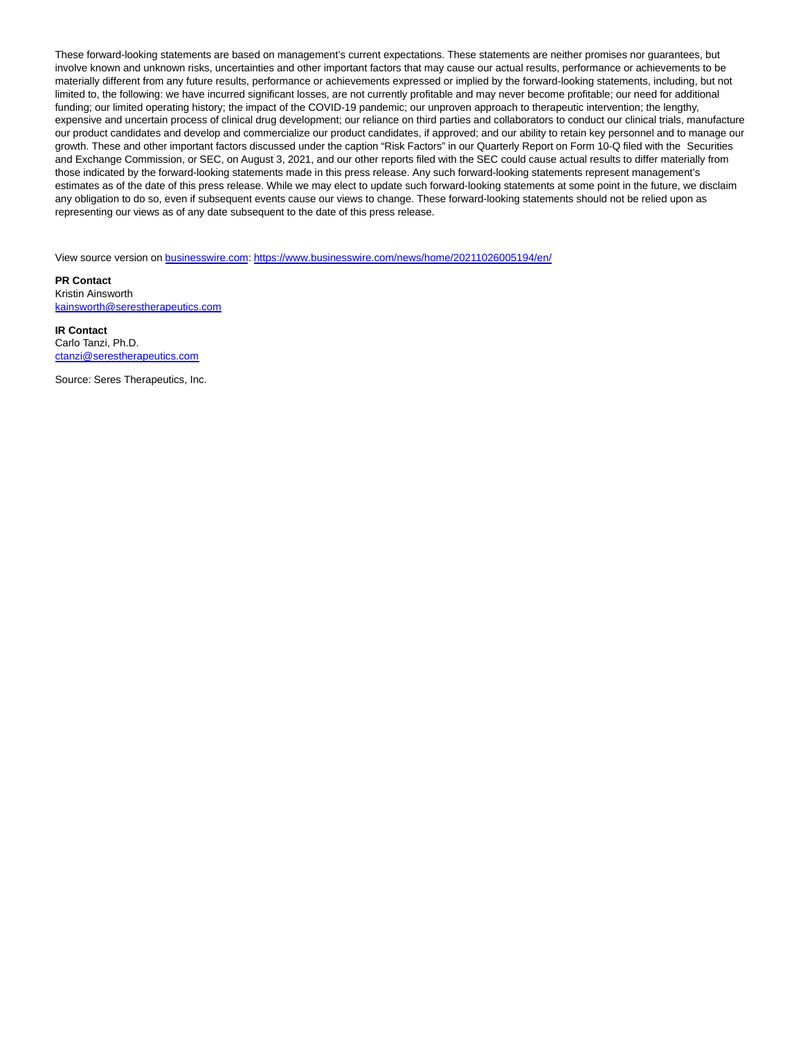These forward-looking statements are based on management's current expectations. These statements are neither promises nor guarantees, but involve known and unknown risks, uncertainties and other important factors that may cause our actual results, performance or achievements to be materially different from any future results, performance or achievements expressed or implied by the forward-looking statements, including, but not limited to, the following: we have incurred significant losses, are not currently profitable and may never become profitable; our need for additional funding; our limited operating history; the impact of the COVID-19 pandemic; our unproven approach to therapeutic intervention; the lengthy, expensive and uncertain process of clinical drug development; our reliance on third parties and collaborators to conduct our clinical trials, manufacture our product candidates and develop and commercialize our product candidates, if approved; and our ability to retain key personnel and to manage our growth. These and other important factors discussed under the caption "Risk Factors" in our Quarterly Report on Form 10-Q filed with the Securities and Exchange Commission, or SEC, on August 3, 2021, and our other reports filed with the SEC could cause actual results to differ materially from those indicated by the forward-looking statements made in this press release. Any such forward-looking statements represent management's estimates as of the date of this press release. While we may elect to update such forward-looking statements at some point in the future, we disclaim any obligation to do so, even if subsequent events cause our views to change. These forward-looking statements should not be relied upon as representing our views as of any date subsequent to the date of this press release.

View source version on businesswire.com: https://www.businesswire.com/news/home/20211026005194/en/

**PR Contact**
Kristin Ainsworth
kainsworth@serestherapeutics.com

**IR Contact**
Carlo Tanzi, Ph.D.
ctanzi@serestherapeutics.com

Source: Seres Therapeutics, Inc.